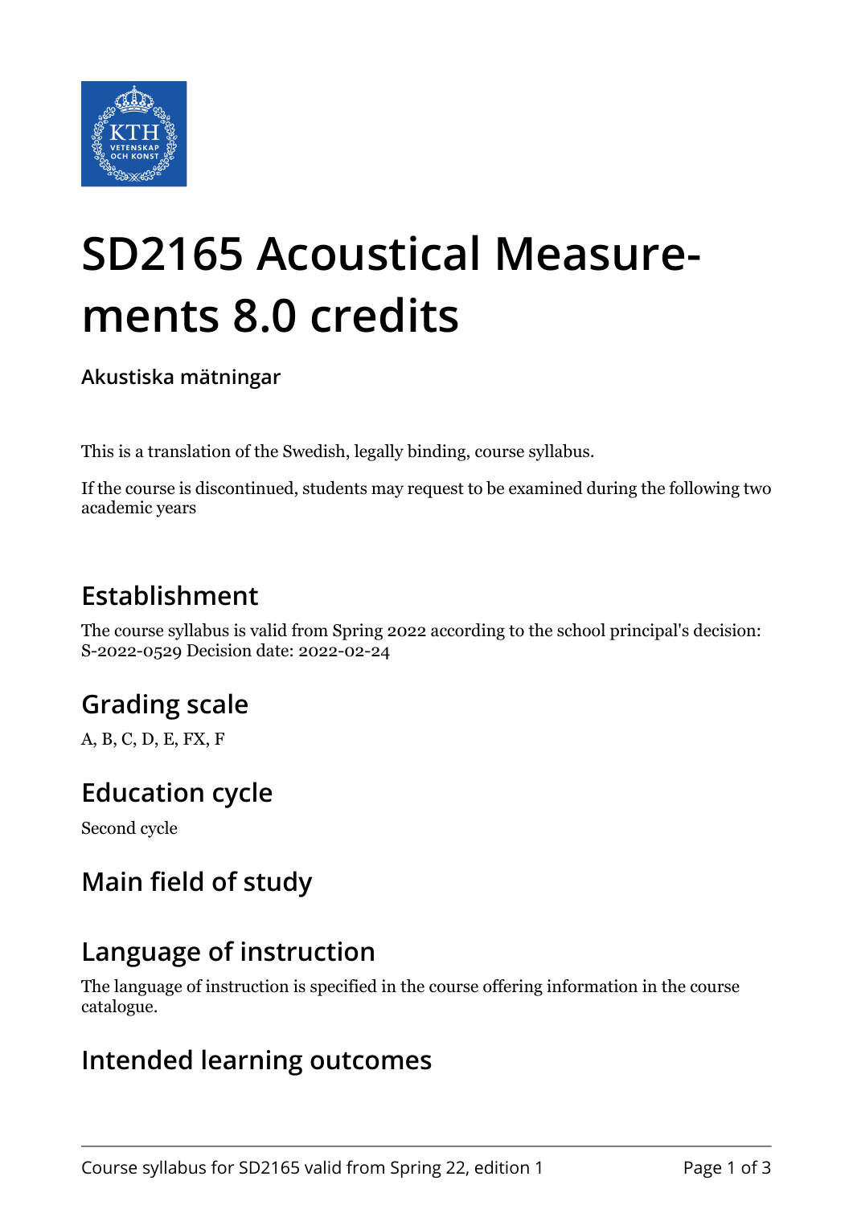# SD2165 Acoustical Measurements 8.0 credits

**Akustiska mätningar**

This is a translation of the Swedish, legally binding, course syllabus.

If the course is discontinued, students may request to be examined during the following two academic years

## Establishment

The course syllabus is valid from Spring 2022 according to the school principal's decision: S-2022-0529 Decision date: 2022-02-24

## Grading scale

A, B, C, D, E, FX, F

## Education cycle

Second cycle

## Main field of study

## Language of instruction

The language of instruction is specified in the course offering information in the course catalogue.

## Intended learning outcomes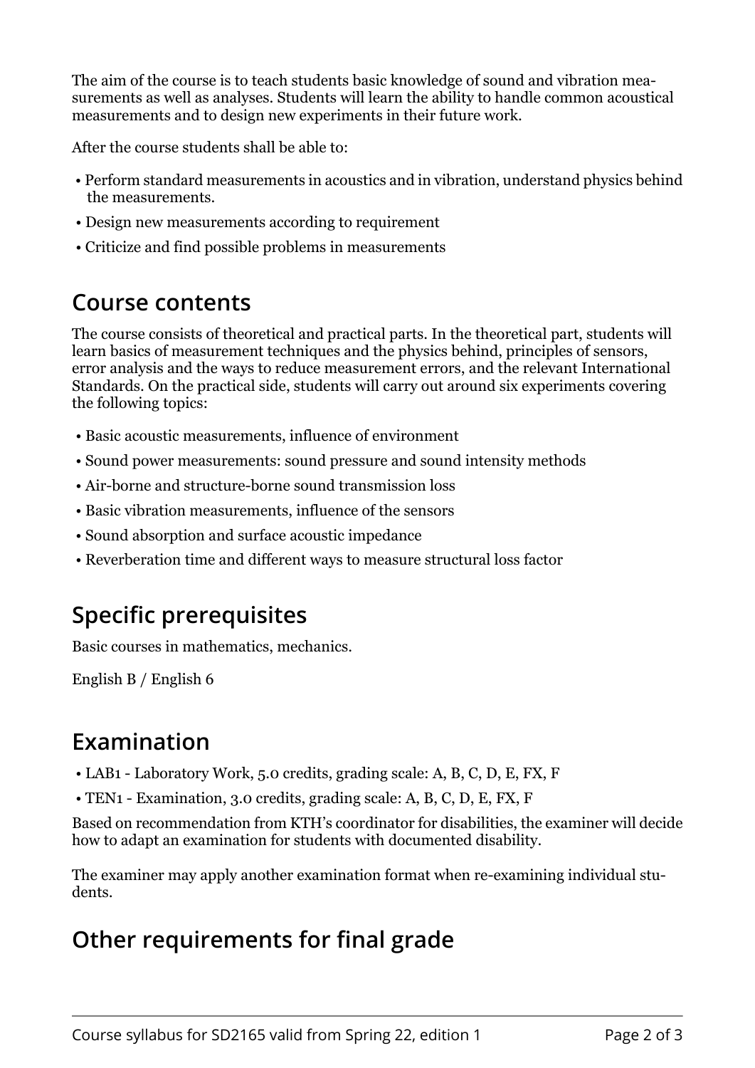The aim of the course is to teach students basic knowledge of sound and vibration measurements as well as analyses. Students will learn the ability to handle common acoustical measurements and to design new experiments in their future work.

After the course students shall be able to:

- Perform standard measurements in acoustics and in vibration, understand physics behind the measurements.
- Design new measurements according to requirement
- Criticize and find possible problems in measurements

## Course contents

The course consists of theoretical and practical parts. In the theoretical part, students will learn basics of measurement techniques and the physics behind, principles of sensors, error analysis and the ways to reduce measurement errors, and the relevant International Standards. On the practical side, students will carry out around six experiments covering the following topics:

- Basic acoustic measurements, influence of environment
- Sound power measurements: sound pressure and sound intensity methods
- Air-borne and structure-borne sound transmission loss
- Basic vibration measurements, influence of the sensors
- Sound absorption and surface acoustic impedance
- Reverberation time and different ways to measure structural loss factor

## Specific prerequisites

Basic courses in mathematics, mechanics.

English B / English 6

## Examination

- LAB1 - Laboratory Work, 5.0 credits, grading scale: A, B, C, D, E, FX, F
- TEN1 - Examination, 3.0 credits, grading scale: A, B, C, D, E, FX, F

Based on recommendation from KTH's coordinator for disabilities, the examiner will decide how to adapt an examination for students with documented disability.

The examiner may apply another examination format when re-examining individual students.

## Other requirements for final grade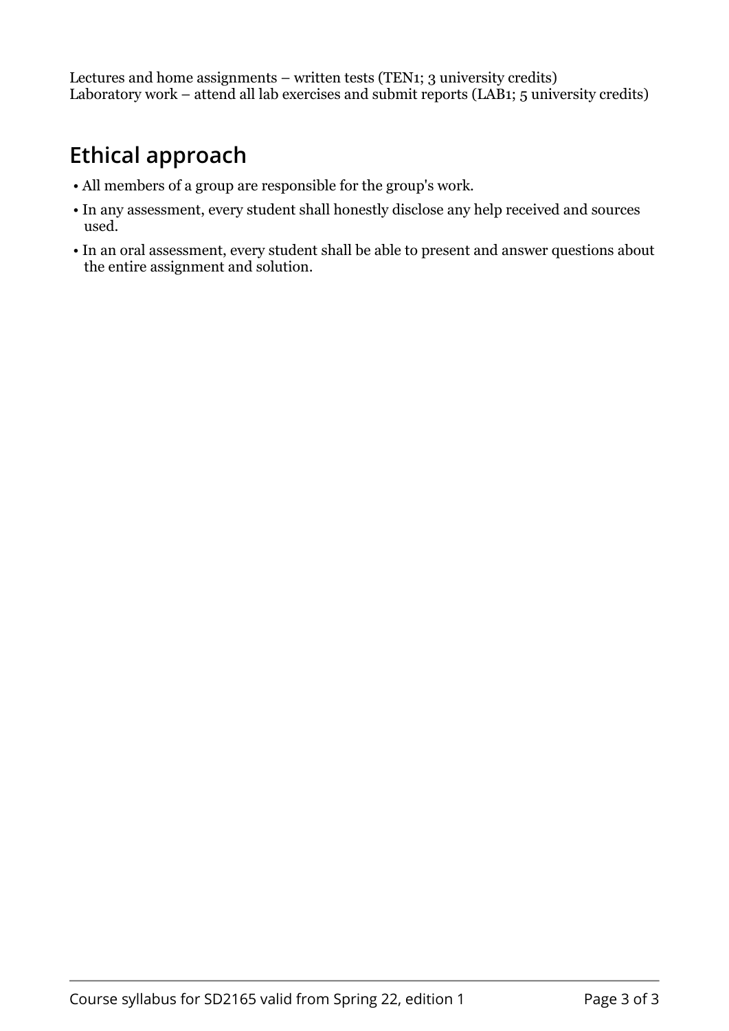Lectures and home assignments – written tests (TEN1; 3 university credits)
Laboratory work – attend all lab exercises and submit reports (LAB1; 5 university credits)

## Ethical approach

- All members of a group are responsible for the group's work.
- In any assessment, every student shall honestly disclose any help received and sources used.
- In an oral assessment, every student shall be able to present and answer questions about the entire assignment and solution.